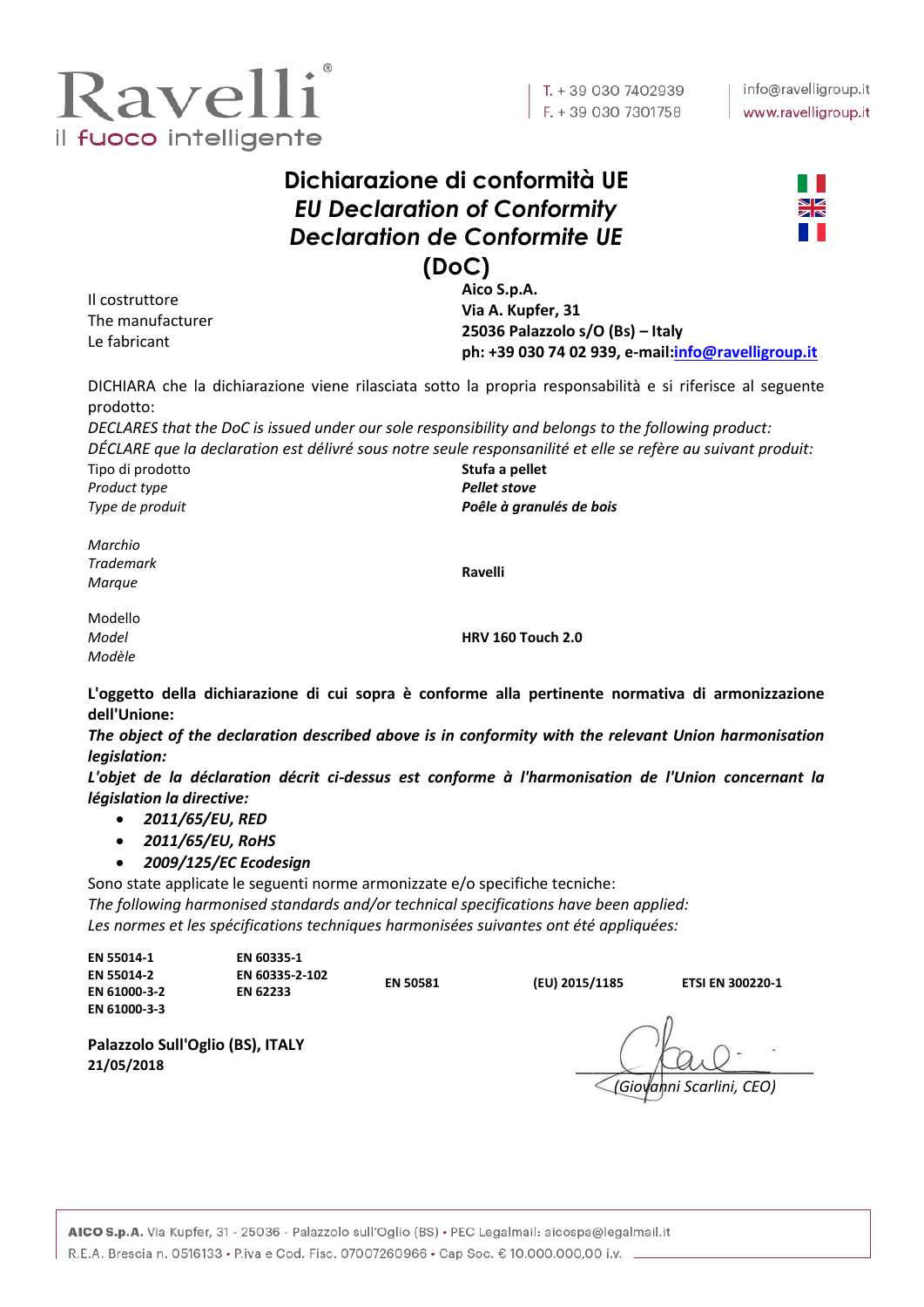# Dichiarazione di conformità UE
# *EU Declaration of Conformity*
# *Declaration de Conformite UE*
# (DoC)

| | |
|---|---|
| Il costruttore<br>The manufacturer<br>Le fabricant | **Aico S.p.A.**<br>**Via A. Kupfer, 31**<br>**25036 Palazzolo s/O (Bs) – Italy**<br>**ph: +39 030 74 02 939, e-mail:info@ravelligroup.it** |

DICHIARA che la dichiarazione viene rilasciata sotto la propria responsabilità e si riferisce al seguente prodotto:
*DECLARES that the DoC is issued under our sole responsibility and belongs to the following product:*
*DÉCLARE que la declaration est délivré sous notre seule responsanilité et elle se refère au suivant produit:*

| | |
|---|---|
| Tipo di prodotto<br>*Product type*<br>*Type de produit* | **Stufa a pellet**<br>***Pellet stove***<br>***Poêle à granulés de bois*** |
| *Marchio*<br>*Trademark*<br>*Marque* | **Ravelli** |
| Modello<br>*Model*<br>*Modèle* | **HRV 160 Touch 2.0** |

**L'oggetto della dichiarazione di cui sopra è conforme alla pertinente normativa di armonizzazione dell'Unione:**
***The object of the declaration described above is in conformity with the relevant Union harmonisation legislation:***
***L'objet de la déclaration décrit ci-dessus est conforme à l'harmonisation de l'Union concernant la législation la directive:***

- ***2011/65/EU, RED***
- ***2011/65/EU, RoHS***
- ***2009/125/EC Ecodesign***

Sono state applicate le seguenti norme armonizzate e/o specifiche tecniche:
*The following harmonised standards and/or technical specifications have been applied:*
*Les normes et les spécifications techniques harmonisées suivantes ont été appliquées:*

| | | | | |
|---|---|---|---|---|
| **EN 55014-1**<br>**EN 55014-2**<br>**EN 61000-3-2**<br>**EN 61000-3-3** | **EN 60335-1**<br>**EN 60335-2-102**<br>**EN 62233** | **EN 50581** | **(EU) 2015/1185** | **ETSI EN 300220-1** |

**Palazzolo Sull'Oglio (BS), ITALY**
**21/05/2018**

*(Giovanni Scarlini, CEO)*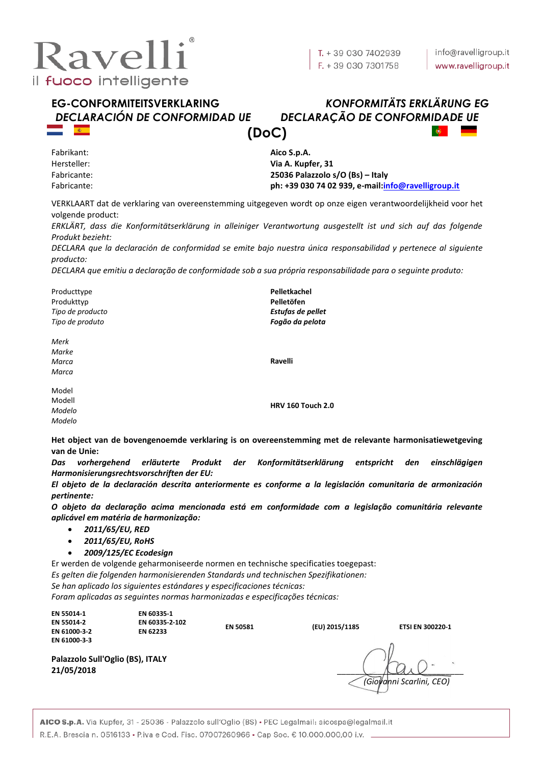Ravelli
il fuoco intelligente

T. + 39 030 7402939
F. + 39 030 7301758

info@ravelligroup.it
www.ravelligroup.it

# EG-CONFORMITEITSVERKLARING
# *KONFORMITÄTS ERKLÄRUNG EG*
# *DECLARACIÓN DE CONFORMIDAD UE*
# *DECLARAÇÃO DE CONFORMIDADE UE*
# (DoC)

| | |
|---|---|
| Fabrikant: | **Aico S.p.A.** |
| Hersteller: | **Via A. Kupfer, 31** |
| Fabricante: | **25036 Palazzolo s/O (Bs) – Italy** |
| Fabricante: | **ph: +39 030 74 02 939, e-mail:info@ravelligroup.it** |

VERKLAART dat de verklaring van overeenstemming uitgegeven wordt op onze eigen verantwoordelijkheid voor het volgende product:
*ERKLÄRT, dass die Konformitätserklärung in alleiniger Verantwortung ausgestellt ist und sich auf das folgende Produkt bezieht:*
*DECLARA que la declaración de conformidad se emite bajo nuestra única responsabilidad y pertenece al siguiente producto:*
*DECLARA que emitiu a declaração de conformidade sob a sua própria responsabilidade para o seguinte produto:*

| | |
|---|---|
| Producttype | **Pelletkachel** |
| Produkttyp | **Pelletöfen** |
| *Tipo de producto* | ***Estufas de pellet*** |
| *Tipo de produto* | ***Fogão da pelota*** |
| *Merk* / *Marke* / *Marca* / *Marca* | **Ravelli** |
| Model / Modell / *Modelo* / *Modelo* | **HRV 160 Touch 2.0** |

**Het object van de bovengenoemde verklaring is on overeenstemming met de relevante harmonisatiewetgeving van de Unie:**
***Das vorhergehend erläuterte Produkt der Konformitätserklärung entspricht den einschlägigen Harmonisierungsrechtsvorschriften der EU:***
***El objeto de la declaración descrita anteriormente es conforme a la legislación comunitaria de armonización pertinente:***
***O objeto da declaração acima mencionada está em conformidade com a legislação comunitária relevante aplicável em matéria de harmonização:***

- ***2011/65/EU, RED***
- ***2011/65/EU, RoHS***
- ***2009/125/EC Ecodesign***

Er werden de volgende geharmoniseerde normen en technische specificaties toegepast:
*Es gelten die folgenden harmonisierenden Standards und technischen Spezifikationen:*
*Se han aplicado los siguientes estándares y especificaciones técnicas:*
*Foram aplicadas as seguintes normas harmonizadas e especificações técnicas:*

| | | | | |
|---|---|---|---|---|
| **EN 55014-1**<br>**EN 55014-2**<br>**EN 61000-3-2**<br>**EN 61000-3-3** | **EN 60335-1**<br>**EN 60335-2-102**<br>**EN 62233** | **EN 50581** | **(EU) 2015/1185** | **ETSI EN 300220-1** |

**Palazzolo Sull'Oglio (BS), ITALY**
**21/05/2018**

*(Giovanni Scarlini, CEO)*

**AICO S.p.A.** Via Kupfer, 31 - 25036 - Palazzolo sull'Oglio (BS) • PEC Legalmail: aicospa@legalmail.it
R.E.A. Brescia n. 0516133 • P.iva e Cod. Fisc. 07007260966 • Cap Soc. € 10.000.000,00 i.v.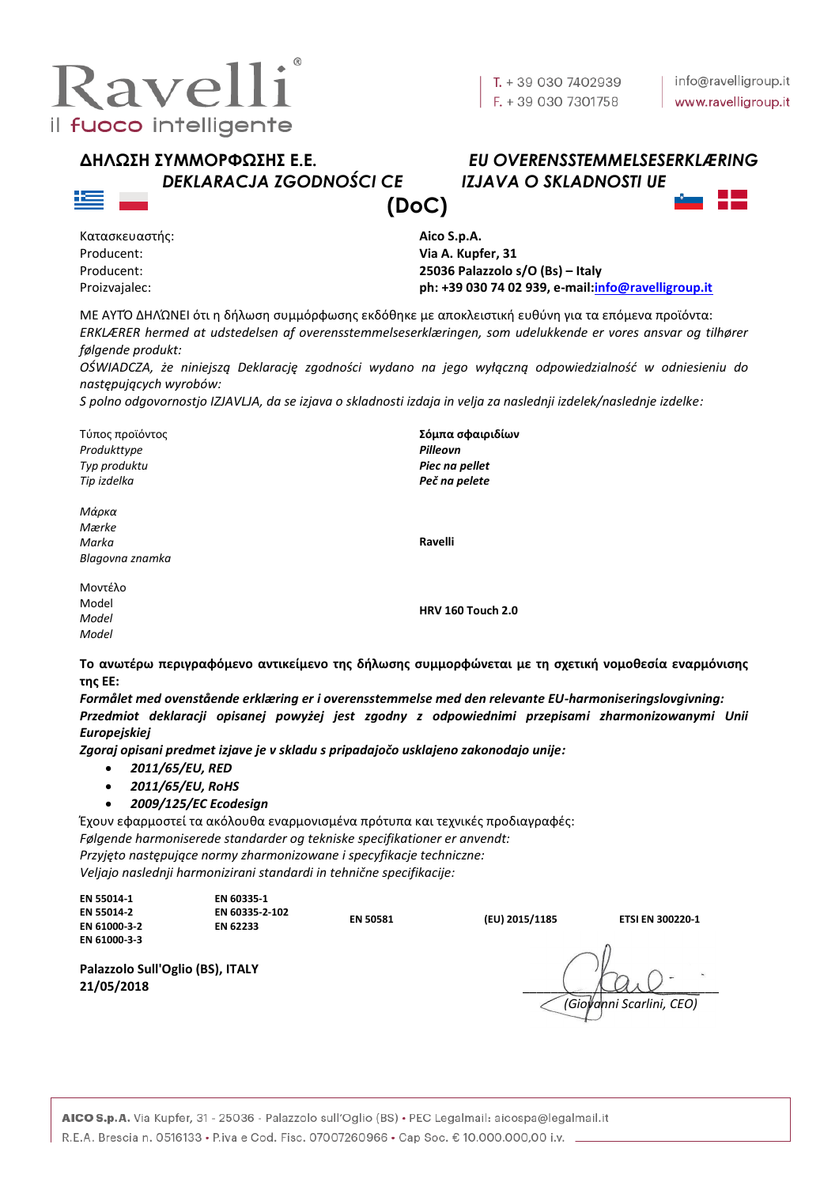Ravelli®
il fuoco intelligente

T. + 39 030 7402939
F. + 39 030 7301758

info@ravelligroup.it
www.ravelligroup.it

## ΔΗΛΩΣΗ ΣΥΜΜΟΡΦΩΣΗΣ Ε.Ε.
## *EU OVERENSSTEMMELSESERKLÆRING*
## *DEKLARACJA ZGODNOŚCI CE*
## *IZJAVA O SKLADNOSTI UE*
## (DoC)

| | |
|---|---|
| Κατασκευαστής: | **Aico S.p.A.** |
| Producent: | **Via A. Kupfer, 31** |
| Producent: | **25036 Palazzolo s/O (Bs) – Italy** |
| Proizvajalec: | **ph: +39 030 74 02 939, e-mail:info@ravelligroup.it** |

ΜΕ ΑΥΤΌ ΔΗΛΏΝΕΙ ότι η δήλωση συμμόρφωσης εκδόθηκε με αποκλειστική ευθύνη για τα επόμενα προϊόντα:
*ERKLÆRER hermed at udstedelsen af overensstemmelseserklæringen, som udelukkende er vores ansvar og tilhører følgende produkt:*
*OŚWIADCZA, że niniejszą Deklarację zgodności wydano na jego wyłączną odpowiedzialność w odniesieniu do następujących wyrobów:*
*S polno odgovornostjo IZJAVLJA, da se izjava o skladnosti izdaja in velja za naslednji izdelek/naslednje izdelke:*

| | |
|---|---|
| Τύπος προϊόντος | **Σόμπα σφαιριδίων** |
| *Produkttype* | ***Pilleovn*** |
| *Typ produktu* | ***Piec na pellet*** |
| *Tip izdelka* | ***Peč na pelete*** |
| *Μάρκα* / *Mærke* / *Marka* / *Blagovna znamka* | **Ravelli** |
| Μοντέλο / Model / *Model* / *Model* | **HRV 160 Touch 2.0** |

**Το ανωτέρω περιγραφόμενο αντικείμενο της δήλωσης συμμορφώνεται με τη σχετική νομοθεσία εναρμόνισης της ΕΕ:**
***Formålet med ovenstående erklæring er i overensstemmelse med den relevante EU-harmoniseringslovgivning:***
***Przedmiot deklaracji opisanej powyżej jest zgodny z odpowiednimi przepisami zharmonizowanymi Unii Europejskiej***
***Zgoraj opisani predmet izjave je v skladu s pripadajočo usklajeno zakonodajo unije:***

- ***2011/65/EU, RED***
- ***2011/65/EU, RoHS***
- ***2009/125/EC Ecodesign***

Έχουν εφαρμοστεί τα ακόλουθα εναρμονισμένα πρότυπα και τεχνικές προδιαγραφές:
*Følgende harmoniserede standarder og tekniske specifikationer er anvendt:*
*Przyjęto następujące normy zharmonizowane i specyfikacje techniczne:*
*Veljajo naslednji harmonizirani standardi in tehnične specifikacije:*

| | | | | |
|---|---|---|---|---|
| **EN 55014-1** | **EN 60335-1** | **EN 50581** | **(EU) 2015/1185** | **ETSI EN 300220-1** |
| **EN 55014-2** | **EN 60335-2-102** | | | |
| **EN 61000-3-2** | **EN 62233** | | | |
| **EN 61000-3-3** | | | | |

**Palazzolo Sull'Oglio (BS), ITALY**
**21/05/2018**

*(Giovanni Scarlini, CEO)*

**AICO S.p.A.** Via Kupfer, 31 - 25036 - Palazzolo sull'Oglio (BS) • PEC Legalmail: aicospa@legalmail.it
R.E.A. Brescia n. 0516133 • P.iva e Cod. Fisc. 07007260966 • Cap Soc. € 10.000.000,00 i.v.